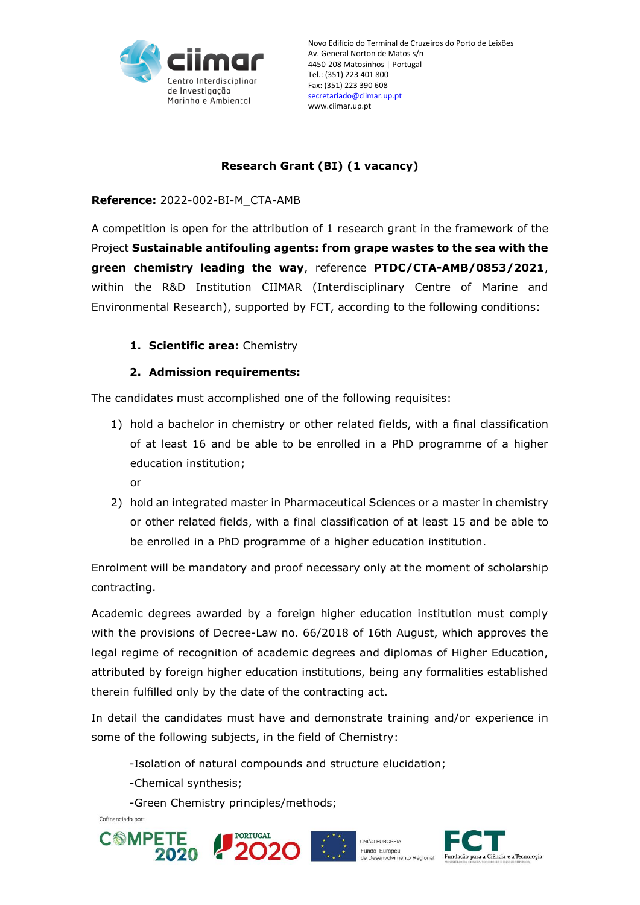Novo Edifício do Terminal de Cruzeiros do Porto de Leixões
Av. General Norton de Matos s/n
4450-208 Matosinhos | Portugal
Tel.: (351) 223 401 800
Fax: (351) 223 390 608
secretariado@ciimar.up.pt
www.ciimar.up.pt

## Research Grant (BI) (1 vacancy)

**Reference:** 2022-002-BI-M_CTA-AMB

A competition is open for the attribution of 1 research grant in the framework of the Project **Sustainable antifouling agents: from grape wastes to the sea with the green chemistry leading the way**, reference **PTDC/CTA-AMB/0853/2021**, within the R&D Institution CIIMAR (Interdisciplinary Centre of Marine and Environmental Research), supported by FCT, according to the following conditions:

1. **Scientific area:** Chemistry
2. **Admission requirements:**

The candidates must accomplished one of the following requisites:

1) hold a bachelor in chemistry or other related fields, with a final classification of at least 16 and be able to be enrolled in a PhD programme of a higher education institution;

   or

2) hold an integrated master in Pharmaceutical Sciences or a master in chemistry or other related fields, with a final classification of at least 15 and be able to be enrolled in a PhD programme of a higher education institution.

Enrolment will be mandatory and proof necessary only at the moment of scholarship contracting.

Academic degrees awarded by a foreign higher education institution must comply with the provisions of Decree-Law no. 66/2018 of 16th August, which approves the legal regime of recognition of academic degrees and diplomas of Higher Education, attributed by foreign higher education institutions, being any formalities established therein fulfilled only by the date of the contracting act.

In detail the candidates must have and demonstrate training and/or experience in some of the following subjects, in the field of Chemistry:

-Isolation of natural compounds and structure elucidation;

-Chemical synthesis;

-Green Chemistry principles/methods;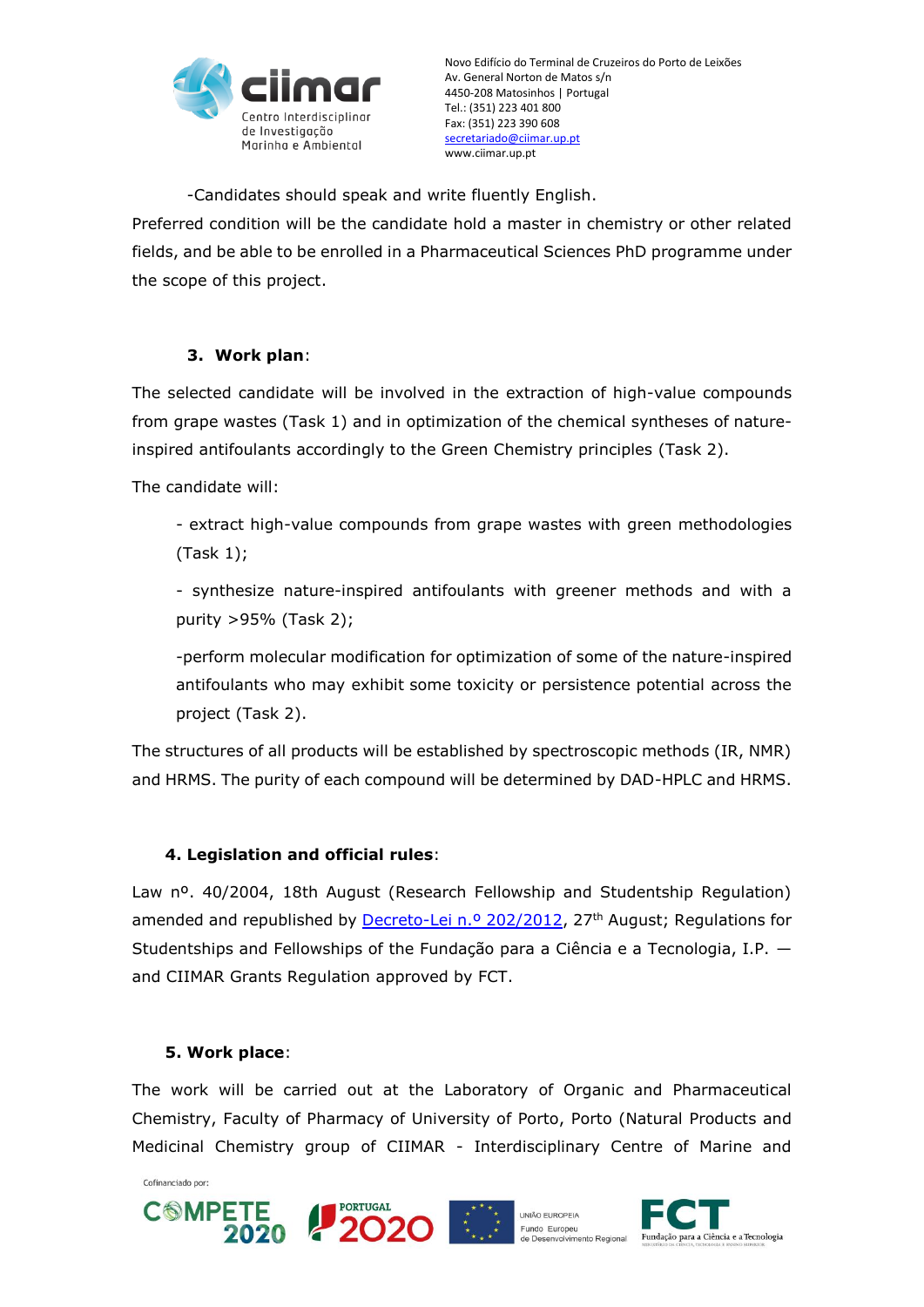-Candidates should speak and write fluently English.

Preferred condition will be the candidate hold a master in chemistry or other related fields, and be able to be enrolled in a Pharmaceutical Sciences PhD programme under the scope of this project.

**3. Work plan**:

The selected candidate will be involved in the extraction of high-value compounds from grape wastes (Task 1) and in optimization of the chemical syntheses of nature-inspired antifoulants accordingly to the Green Chemistry principles (Task 2).

The candidate will:

- extract high-value compounds from grape wastes with green methodologies (Task 1);

- synthesize nature-inspired antifoulants with greener methods and with a purity >95% (Task 2);

-perform molecular modification for optimization of some of the nature-inspired antifoulants who may exhibit some toxicity or persistence potential across the project (Task 2).

The structures of all products will be established by spectroscopic methods (IR, NMR) and HRMS. The purity of each compound will be determined by DAD-HPLC and HRMS.

**4. Legislation and official rules**:

Law nº. 40/2004, 18th August (Research Fellowship and Studentship Regulation) amended and republished by Decreto-Lei n.º 202/2012, 27th August; Regulations for Studentships and Fellowships of the Fundação para a Ciência e a Tecnologia, I.P. — and CIIMAR Grants Regulation approved by FCT.

**5. Work place**:

The work will be carried out at the Laboratory of Organic and Pharmaceutical Chemistry, Faculty of Pharmacy of University of Porto, Porto (Natural Products and Medicinal Chemistry group of CIIMAR - Interdisciplinary Centre of Marine and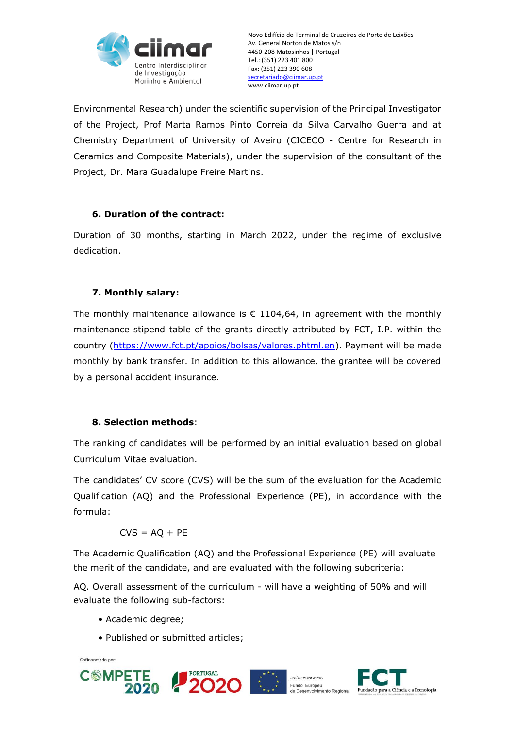Environmental Research) under the scientific supervision of the Principal Investigator of the Project, Prof Marta Ramos Pinto Correia da Silva Carvalho Guerra and at Chemistry Department of University of Aveiro (CICECO - Centre for Research in Ceramics and Composite Materials), under the supervision of the consultant of the Project, Dr. Mara Guadalupe Freire Martins.

**6. Duration of the contract:**

Duration of 30 months, starting in March 2022, under the regime of exclusive dedication.

**7. Monthly salary:**

The monthly maintenance allowance is € 1104,64, in agreement with the monthly maintenance stipend table of the grants directly attributed by FCT, I.P. within the country ([https://www.fct.pt/apoios/bolsas/valores.phtml.en](https://www.fct.pt/apoios/bolsas/valores.phtml.en)). Payment will be made monthly by bank transfer. In addition to this allowance, the grantee will be covered by a personal accident insurance.

**8. Selection methods**:

The ranking of candidates will be performed by an initial evaluation based on global Curriculum Vitae evaluation.

The candidates' CV score (CVS) will be the sum of the evaluation for the Academic Qualification (AQ) and the Professional Experience (PE), in accordance with the formula:

$$CVS = AQ + PE$$

The Academic Qualification (AQ) and the Professional Experience (PE) will evaluate the merit of the candidate, and are evaluated with the following subcriteria:

AQ. Overall assessment of the curriculum - will have a weighting of 50% and will evaluate the following sub-factors:

- Academic degree;
- Published or submitted articles;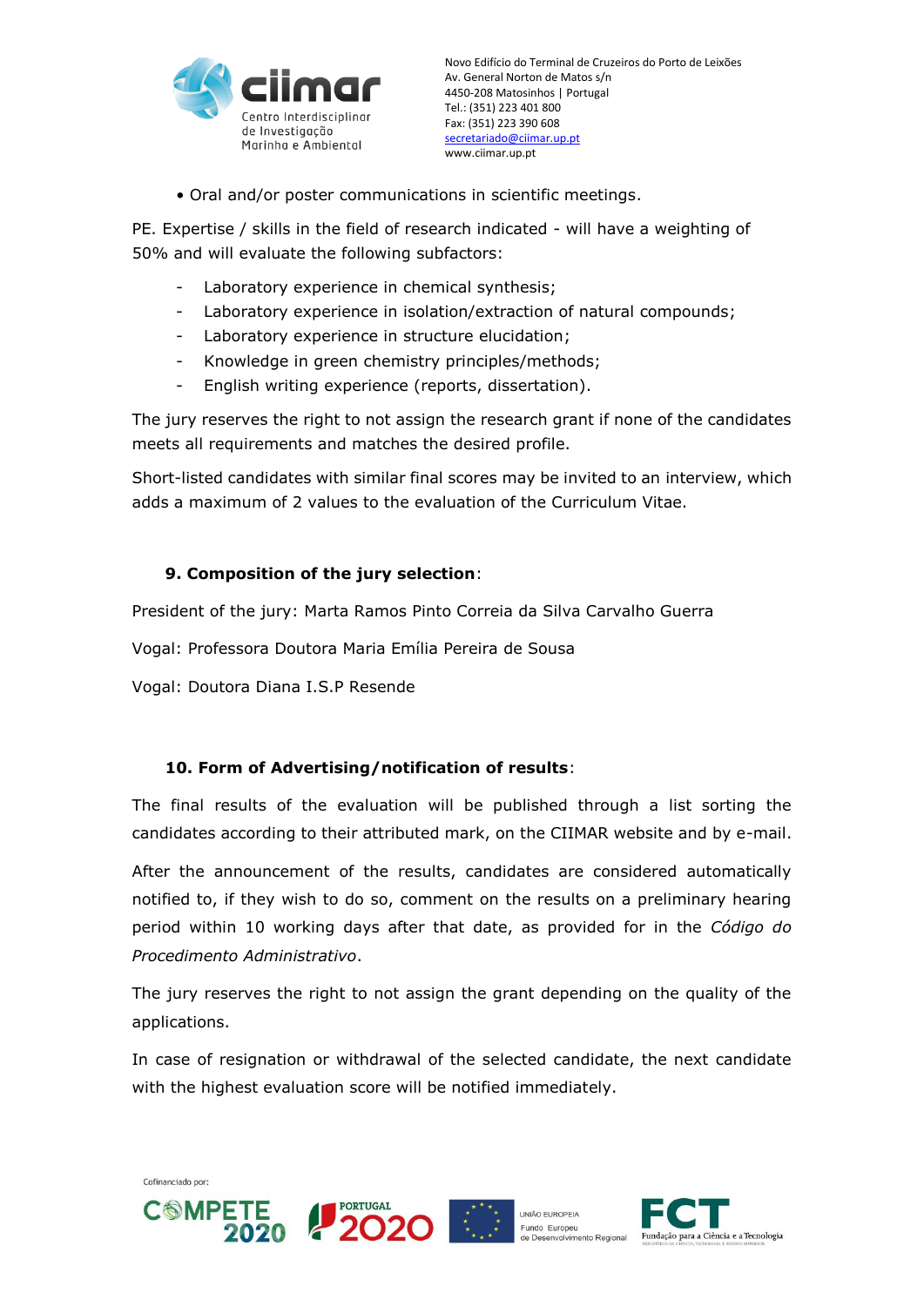• Oral and/or poster communications in scientific meetings.

PE. Expertise / skills in the field of research indicated - will have a weighting of 50% and will evaluate the following subfactors:

- Laboratory experience in chemical synthesis;
- Laboratory experience in isolation/extraction of natural compounds;
- Laboratory experience in structure elucidation;
- Knowledge in green chemistry principles/methods;
- English writing experience (reports, dissertation).

The jury reserves the right to not assign the research grant if none of the candidates meets all requirements and matches the desired profile.

Short-listed candidates with similar final scores may be invited to an interview, which adds a maximum of 2 values to the evaluation of the Curriculum Vitae.

## 9. Composition of the jury selection:

President of the jury: Marta Ramos Pinto Correia da Silva Carvalho Guerra

Vogal: Professora Doutora Maria Emília Pereira de Sousa

Vogal: Doutora Diana I.S.P Resende

## 10. Form of Advertising/notification of results:

The final results of the evaluation will be published through a list sorting the candidates according to their attributed mark, on the CIIMAR website and by e-mail.

After the announcement of the results, candidates are considered automatically notified to, if they wish to do so, comment on the results on a preliminary hearing period within 10 working days after that date, as provided for in the *Código do Procedimento Administrativo*.

The jury reserves the right to not assign the grant depending on the quality of the applications.

In case of resignation or withdrawal of the selected candidate, the next candidate with the highest evaluation score will be notified immediately.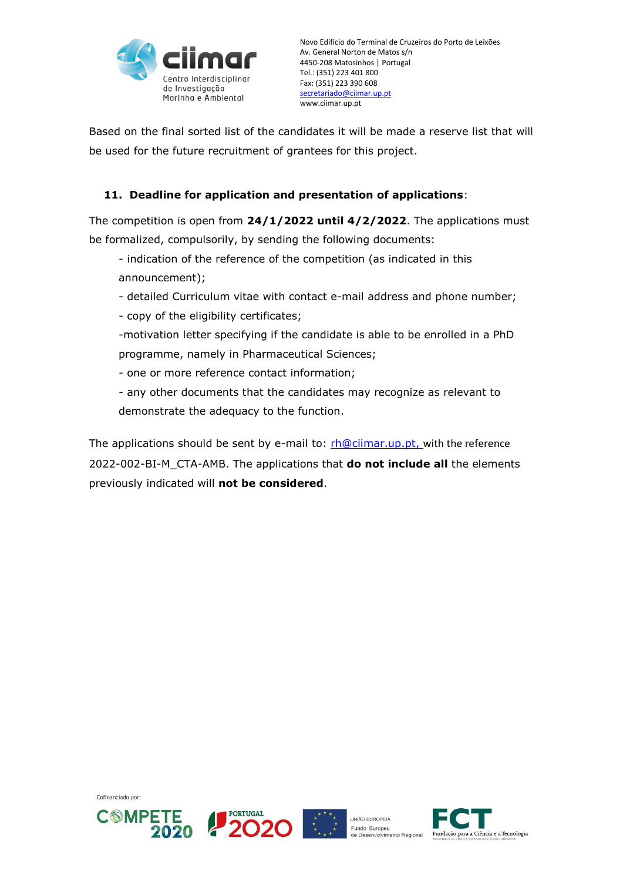Based on the final sorted list of the candidates it will be made a reserve list that will be used for the future recruitment of grantees for this project.

## 11. Deadline for application and presentation of applications:

The competition is open from **24/1/2022 until 4/2/2022**. The applications must be formalized, compulsorily, by sending the following documents:

- indication of the reference of the competition (as indicated in this announcement);
- detailed Curriculum vitae with contact e-mail address and phone number;
- copy of the eligibility certificates;
- motivation letter specifying if the candidate is able to be enrolled in a PhD programme, namely in Pharmaceutical Sciences;
- one or more reference contact information;
- any other documents that the candidates may recognize as relevant to demonstrate the adequacy to the function.

The applications should be sent by e-mail to: rh@ciimar.up.pt, with the reference 2022-002-BI-M_CTA-AMB. The applications that **do not include all** the elements previously indicated will **not be considered**.